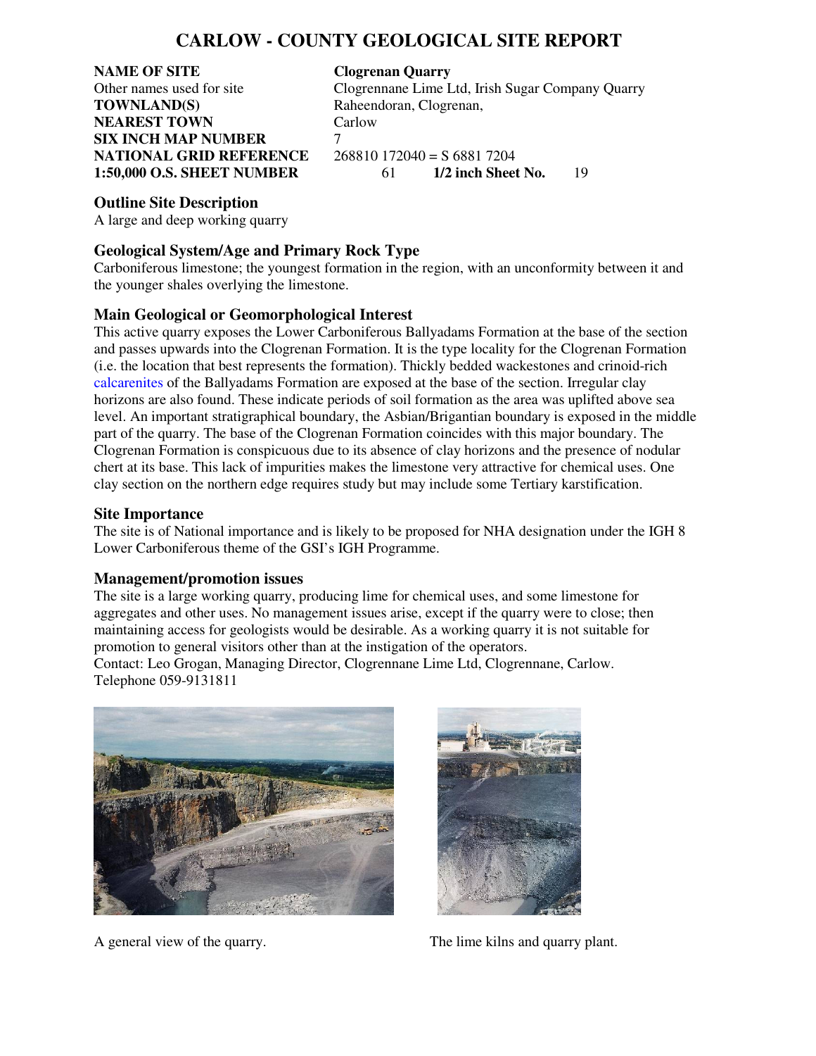# CARLOW - COUNTY GEOLOGICAL SITE REPORT

| | |
|---|---|
| **NAME OF SITE** | **Clogrenan Quarry** |
| Other names used for site | Clogrennane Lime Ltd, Irish Sugar Company Quarry |
| **TOWNLAND(S)** | Raheendoran, Clogrenan, |
| **NEAREST TOWN** | Carlow |
| **SIX INCH MAP NUMBER** | 7 |
| **NATIONAL GRID REFERENCE** | 268810 172040 = S 6881 7204 |
| **1:50,000 O.S. SHEET NUMBER** | 61 **1/2 inch Sheet No.** 19 |

## Outline Site Description

A large and deep working quarry

## Geological System/Age and Primary Rock Type

Carboniferous limestone; the youngest formation in the region, with an unconformity between it and the younger shales overlying the limestone.

## Main Geological or Geomorphological Interest

This active quarry exposes the Lower Carboniferous Ballyadams Formation at the base of the section and passes upwards into the Clogrenan Formation. It is the type locality for the Clogrenan Formation (i.e. the location that best represents the formation). Thickly bedded wackestones and crinoid-rich calcarenites of the Ballyadams Formation are exposed at the base of the section. Irregular clay horizons are also found. These indicate periods of soil formation as the area was uplifted above sea level. An important stratigraphical boundary, the Asbian/Brigantian boundary is exposed in the middle part of the quarry. The base of the Clogrenan Formation coincides with this major boundary. The Clogrenan Formation is conspicuous due to its absence of clay horizons and the presence of nodular chert at its base. This lack of impurities makes the limestone very attractive for chemical uses. One clay section on the northern edge requires study but may include some Tertiary karstification.

## Site Importance

The site is of National importance and is likely to be proposed for NHA designation under the IGH 8 Lower Carboniferous theme of the GSI's IGH Programme.

## Management/promotion issues

The site is a large working quarry, producing lime for chemical uses, and some limestone for aggregates and other uses. No management issues arise, except if the quarry were to close; then maintaining access for geologists would be desirable. As a working quarry it is not suitable for promotion to general visitors other than at the instigation of the operators.
Contact: Leo Grogan, Managing Director, Clogrennane Lime Ltd, Clogrennane, Carlow.
Telephone 059-9131811

A general view of the quarry.

The lime kilns and quarry plant.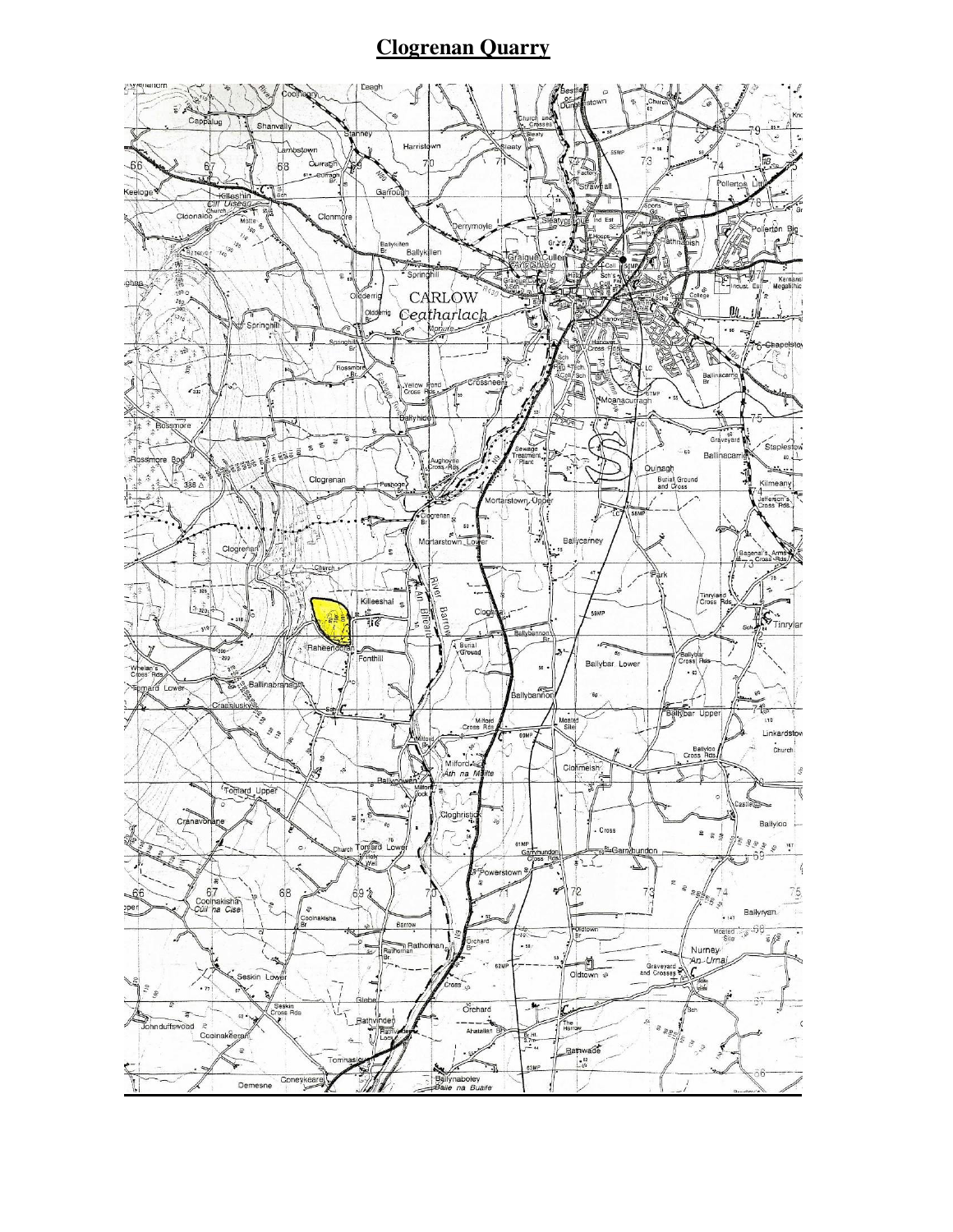# Clogrenan Quarry